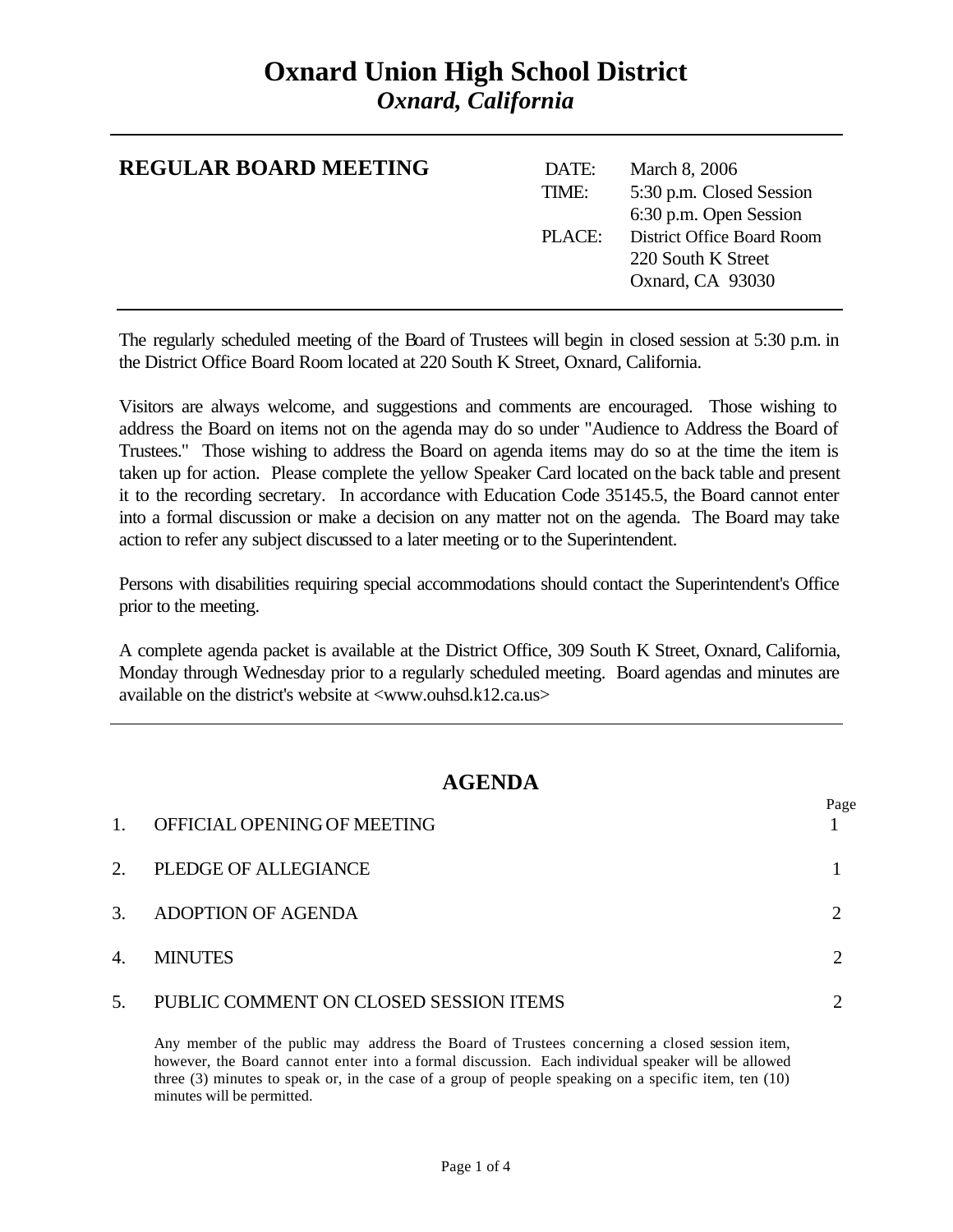# Oxnard Union High School District

## *Oxnard, California*

---

## REGULAR BOARD MEETING

| | |
|---|---|
| DATE: | March 8, 2006 |
| TIME: | 5:30 p.m. Closed Session |
| | 6:30 p.m. Open Session |
| PLACE: | District Office Board Room |
| | 220 South K Street |
| | Oxnard, CA 93030 |

---

The regularly scheduled meeting of the Board of Trustees will begin in closed session at 5:30 p.m. in the District Office Board Room located at 220 South K Street, Oxnard, California.

Visitors are always welcome, and suggestions and comments are encouraged. Those wishing to address the Board on items not on the agenda may do so under "Audience to Address the Board of Trustees." Those wishing to address the Board on agenda items may do so at the time the item is taken up for action. Please complete the yellow Speaker Card located on the back table and present it to the recording secretary. In accordance with Education Code 35145.5, the Board cannot enter into a formal discussion or make a decision on any matter not on the agenda. The Board may take action to refer any subject discussed to a later meeting or to the Superintendent.

Persons with disabilities requiring special accommodations should contact the Superintendent's Office prior to the meeting.

A complete agenda packet is available at the District Office, 309 South K Street, Oxnard, California, Monday through Wednesday prior to a regularly scheduled meeting. Board agendas and minutes are available on the district's website at <www.ouhsd.k12.ca.us>

---

## AGENDA

| | | Page |
|---|---|---|
| 1. | OFFICIAL OPENING OF MEETING | 1 |
| 2. | PLEDGE OF ALLEGIANCE | 1 |
| 3. | ADOPTION OF AGENDA | 2 |
| 4. | MINUTES | 2 |
| 5. | PUBLIC COMMENT ON CLOSED SESSION ITEMS | 2 |

Any member of the public may address the Board of Trustees concerning a closed session item, however, the Board cannot enter into a formal discussion. Each individual speaker will be allowed three (3) minutes to speak or, in the case of a group of people speaking on a specific item, ten (10) minutes will be permitted.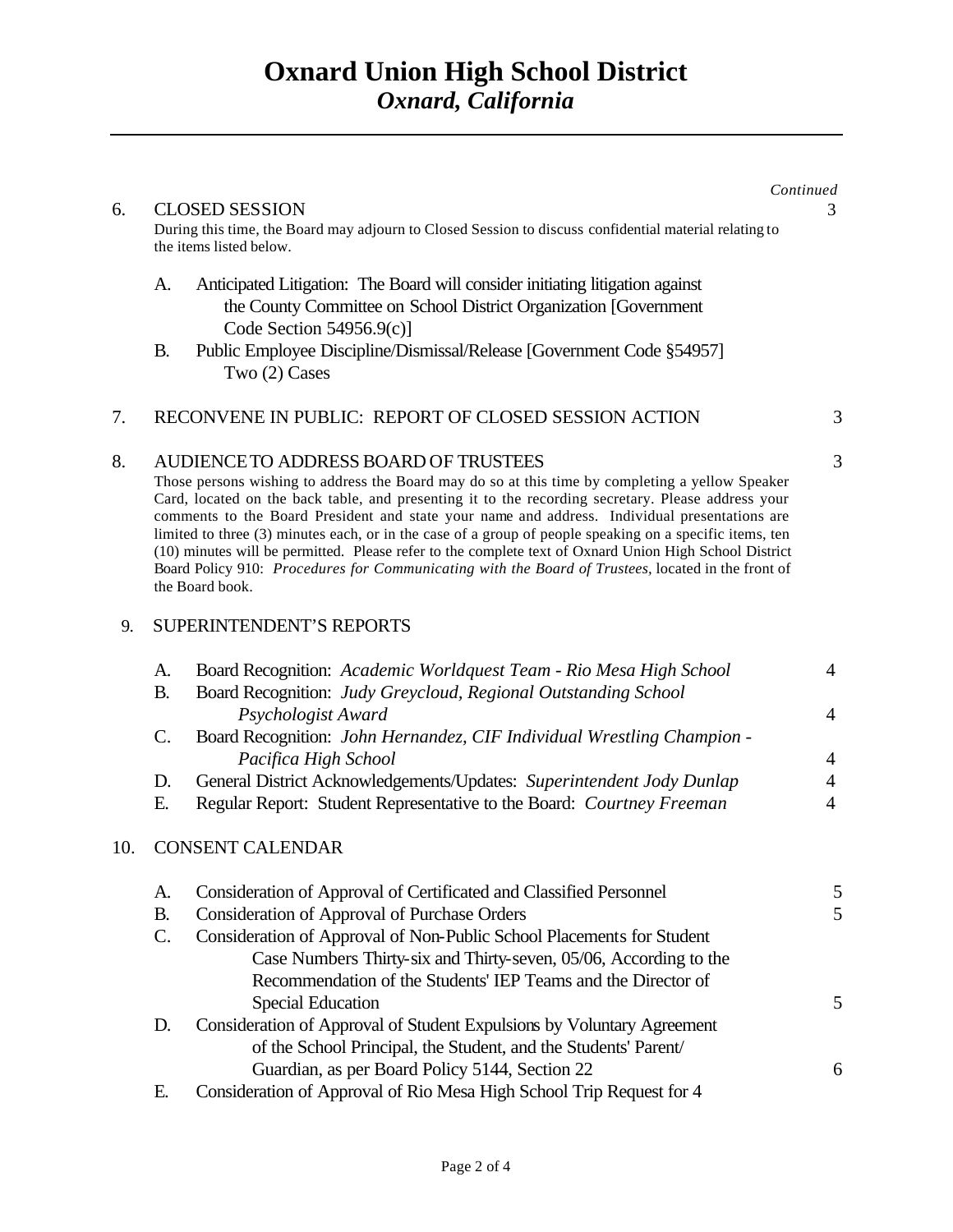# Oxnard Union High School District

*Oxnard, California*

---

*Continued*

6. CLOSED SESSION — 3

   During this time, the Board may adjourn to Closed Session to discuss confidential material relating to the items listed below.

   A. Anticipated Litigation: The Board will consider initiating litigation against the County Committee on School District Organization [Government Code Section 54956.9(c)]
   B. Public Employee Discipline/Dismissal/Release [Government Code §54957] Two (2) Cases

7. RECONVENE IN PUBLIC: REPORT OF CLOSED SESSION ACTION — 3

8. AUDIENCE TO ADDRESS BOARD OF TRUSTEES — 3

   Those persons wishing to address the Board may do so at this time by completing a yellow Speaker Card, located on the back table, and presenting it to the recording secretary. Please address your comments to the Board President and state your name and address. Individual presentations are limited to three (3) minutes each, or in the case of a group of people speaking on a specific items, ten (10) minutes will be permitted. Please refer to the complete text of Oxnard Union High School District Board Policy 910: *Procedures for Communicating with the Board of Trustees*, located in the front of the Board book.

9. SUPERINTENDENT'S REPORTS

   A. Board Recognition: *Academic Worldquest Team - Rio Mesa High School* — 4
   B. Board Recognition: *Judy Greycloud, Regional Outstanding School Psychologist Award* — 4
   C. Board Recognition: *John Hernandez, CIF Individual Wrestling Champion - Pacifica High School* — 4
   D. General District Acknowledgements/Updates: *Superintendent Jody Dunlap* — 4
   E. Regular Report: Student Representative to the Board: *Courtney Freeman* — 4

10. CONSENT CALENDAR

   A. Consideration of Approval of Certificated and Classified Personnel — 5
   B. Consideration of Approval of Purchase Orders — 5
   C. Consideration of Approval of Non-Public School Placements for Student Case Numbers Thirty-six and Thirty-seven, 05/06, According to the Recommendation of the Students' IEP Teams and the Director of Special Education — 5
   D. Consideration of Approval of Student Expulsions by Voluntary Agreement of the School Principal, the Student, and the Students' Parent/ Guardian, as per Board Policy 5144, Section 22 — 6
   E. Consideration of Approval of Rio Mesa High School Trip Request for 4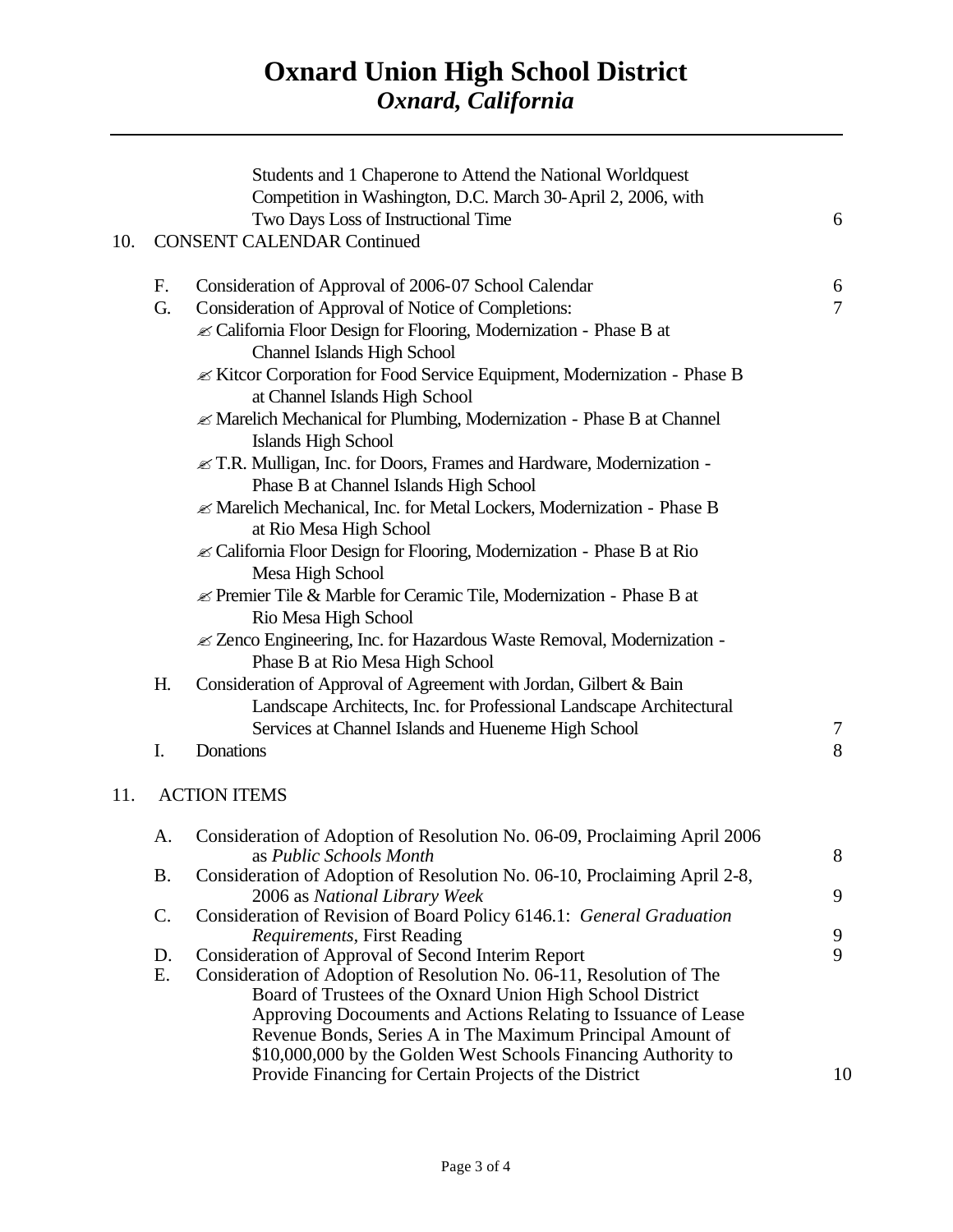# Oxnard Union High School District
## *Oxnard, California*

---

Students and 1 Chaperone to Attend the National Worldquest Competition in Washington, D.C. March 30-April 2, 2006, with Two Days Loss of Instructional Time 6

10. CONSENT CALENDAR Continued

F. Consideration of Approval of 2006-07 School Calendar 6

G. Consideration of Approval of Notice of Completions: 7

- ✍ California Floor Design for Flooring, Modernization - Phase B at Channel Islands High School
- ✍ Kitcor Corporation for Food Service Equipment, Modernization - Phase B at Channel Islands High School
- ✍ Marelich Mechanical for Plumbing, Modernization - Phase B at Channel Islands High School
- ✍ T.R. Mulligan, Inc. for Doors, Frames and Hardware, Modernization - Phase B at Channel Islands High School
- ✍ Marelich Mechanical, Inc. for Metal Lockers, Modernization - Phase B at Rio Mesa High School
- ✍ California Floor Design for Flooring, Modernization - Phase B at Rio Mesa High School
- ✍ Premier Tile & Marble for Ceramic Tile, Modernization - Phase B at Rio Mesa High School
- ✍ Zenco Engineering, Inc. for Hazardous Waste Removal, Modernization - Phase B at Rio Mesa High School

H. Consideration of Approval of Agreement with Jordan, Gilbert & Bain Landscape Architects, Inc. for Professional Landscape Architectural Services at Channel Islands and Hueneme High School 7

I. Donations 8

11. ACTION ITEMS

A. Consideration of Adoption of Resolution No. 06-09, Proclaiming April 2006 as *Public Schools Month* 8

B. Consideration of Adoption of Resolution No. 06-10, Proclaiming April 2-8, 2006 as *National Library Week* 9

C. Consideration of Revision of Board Policy 6146.1: *General Graduation Requirements,* First Reading 9

D. Consideration of Approval of Second Interim Report 9

E. Consideration of Adoption of Resolution No. 06-11, Resolution of The Board of Trustees of the Oxnard Union High School District Approving Docouments and Actions Relating to Issuance of Lease Revenue Bonds, Series A in The Maximum Principal Amount of $10,000,000 by the Golden West Schools Financing Authority to Provide Financing for Certain Projects of the District 10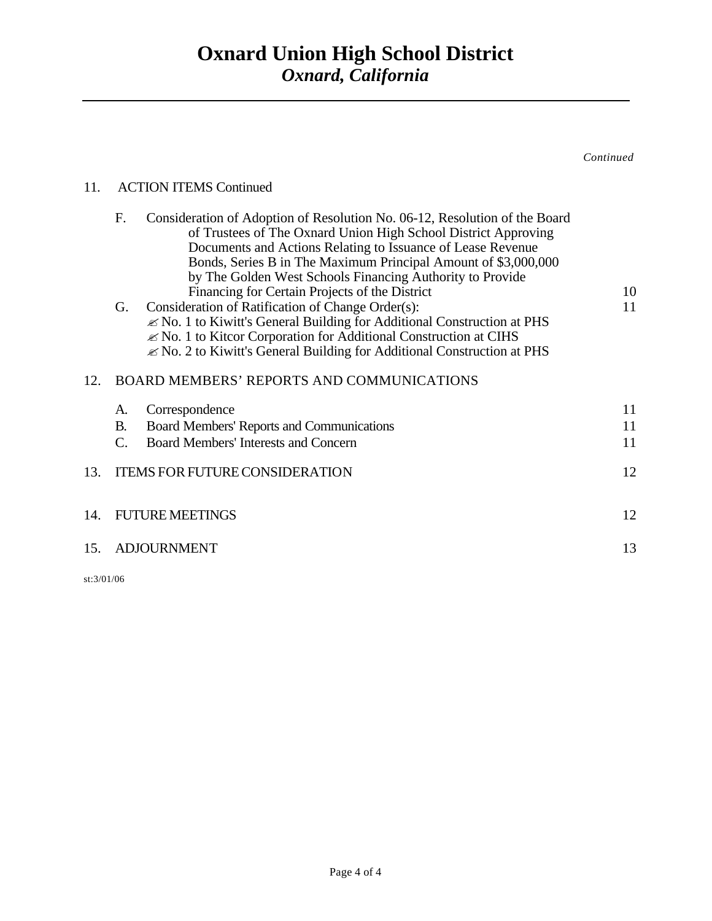# Oxnard Union High School District

## *Oxnard, California*

*Continued*

11. ACTION ITEMS Continued

| | | |
|---|---|---|
| F. | Consideration of Adoption of Resolution No. 06-12, Resolution of the Board of Trustees of The Oxnard Union High School District Approving Documents and Actions Relating to Issuance of Lease Revenue Bonds, Series B in The Maximum Principal Amount of $3,000,000 by The Golden West Schools Financing Authority to Provide Financing for Certain Projects of the District | 10 |
| G. | Consideration of Ratification of Change Order(s):<br>✍ No. 1 to Kiwitt's General Building for Additional Construction at PHS<br>✍ No. 1 to Kitcor Corporation for Additional Construction at CIHS<br>✍ No. 2 to Kiwitt's General Building for Additional Construction at PHS | 11 |

12. BOARD MEMBERS' REPORTS AND COMMUNICATIONS

| | | |
|---|---|---|
| A. | Correspondence | 11 |
| B. | Board Members' Reports and Communications | 11 |
| C. | Board Members' Interests and Concern | 11 |

| | | |
|---|---|---|
| 13. | ITEMS FOR FUTURE CONSIDERATION | 12 |
| 14. | FUTURE MEETINGS | 12 |
| 15. | ADJOURNMENT | 13 |

st:3/01/06